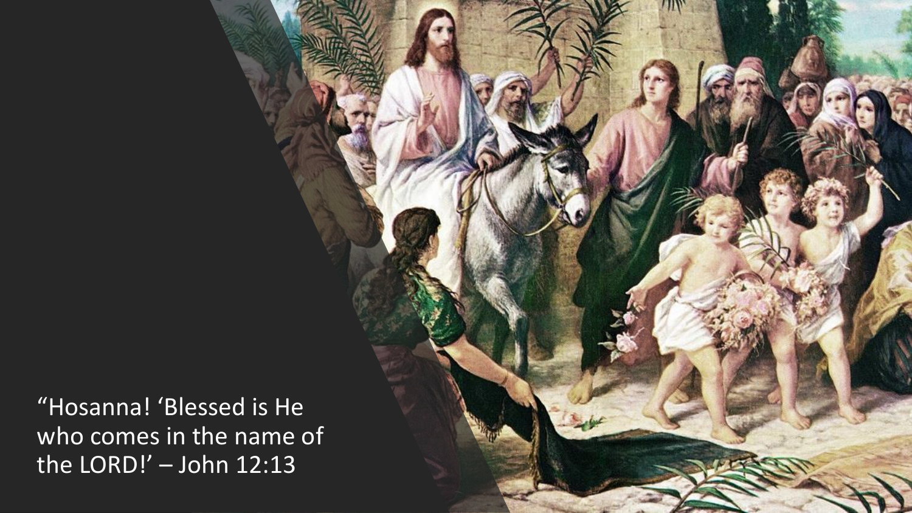“Hosanna! ‘Blessed is He who comes in the name of the LORD!’ – John 12:13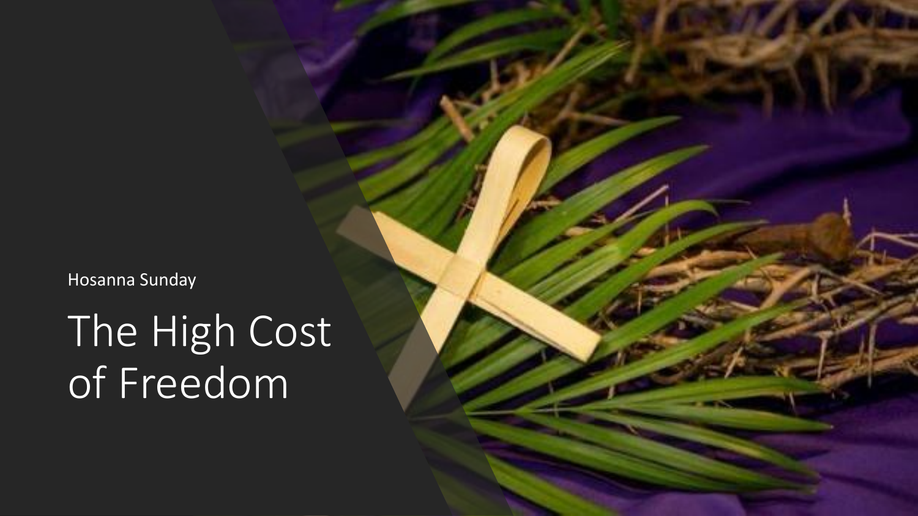Hosanna Sunday

# The High Cost of Freedom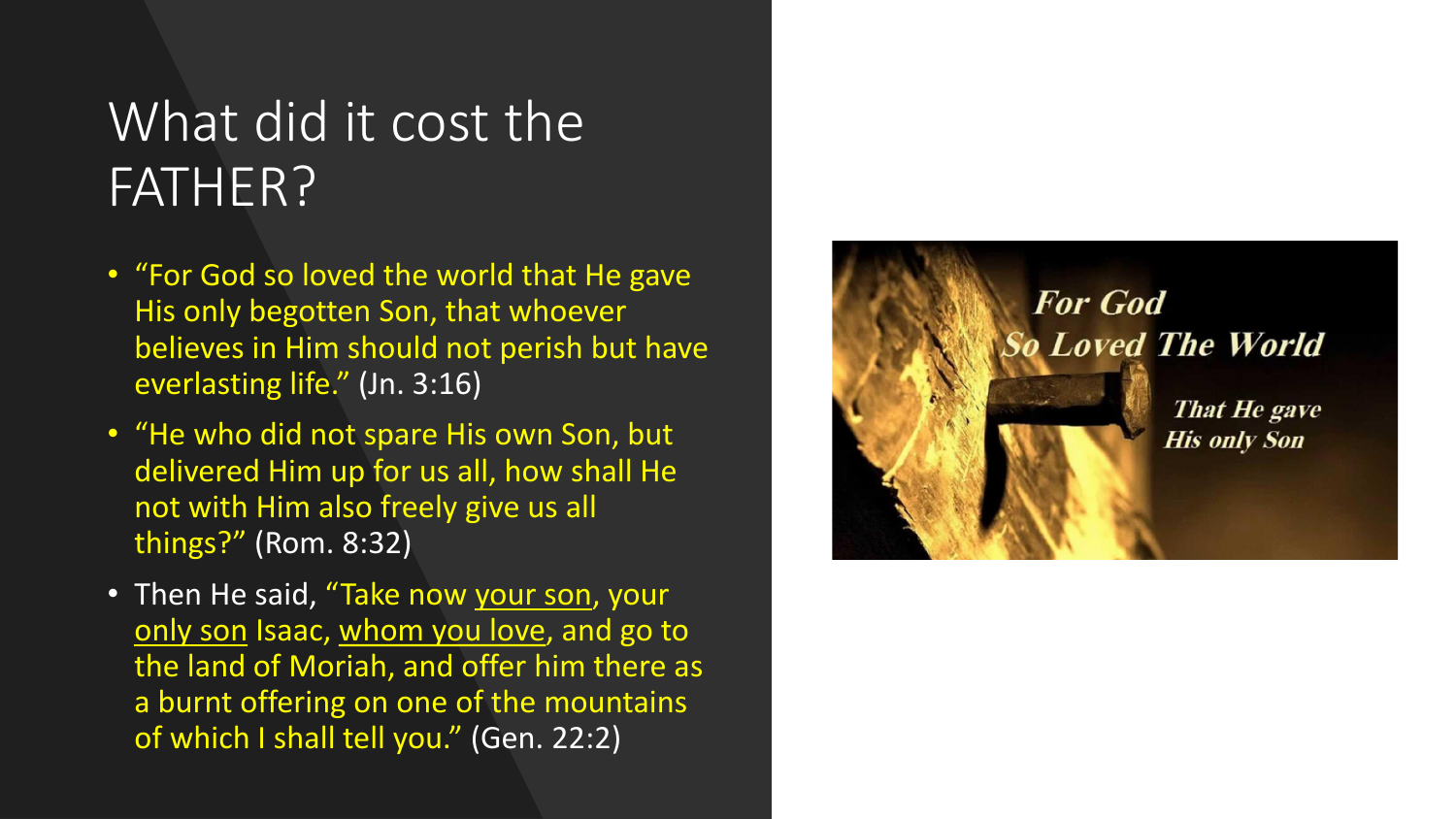# What did it cost the FATHER?

- "For God so loved the world that He gave His only begotten Son, that whoever believes in Him should not perish but have everlasting life." (Jn. 3:16)
- "He who did not spare His own Son, but delivered Him up for us all, how shall He not with Him also freely give us all things?" (Rom. 8:32)
- Then He said, "Take now <u>your son</u>, your <u>only son</u> Isaac, <u>whom you love</u>, and go to the land of Moriah, and offer him there as a burnt offering on one of the mountains of which I shall tell you." (Gen. 22:2)

***For God So Loved The World***

***That He gave His only Son***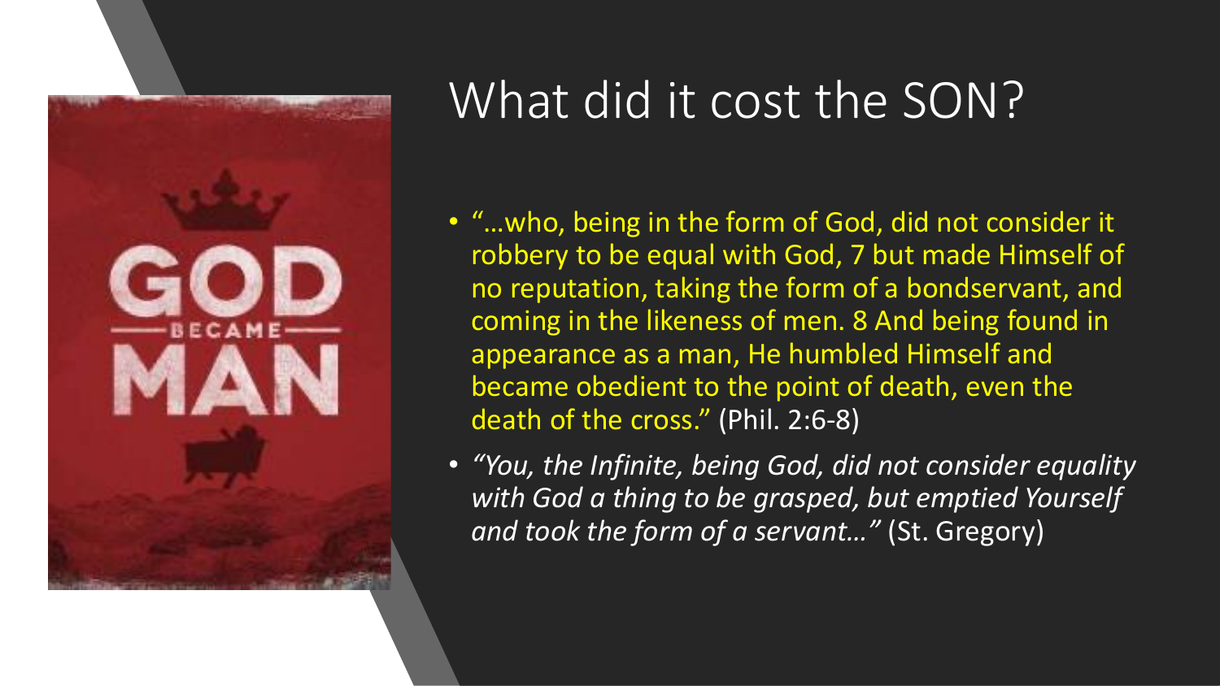# What did it cost the SON?

- "…who, being in the form of God, did not consider it robbery to be equal with God, 7 but made Himself of no reputation, taking the form of a bondservant, and coming in the likeness of men. 8 And being found in appearance as a man, He humbled Himself and became obedient to the point of death, even the death of the cross." (Phil. 2:6-8)
- *"You, the Infinite, being God, did not consider equality with God a thing to be grasped, but emptied Yourself and took the form of a servant…"* (St. Gregory)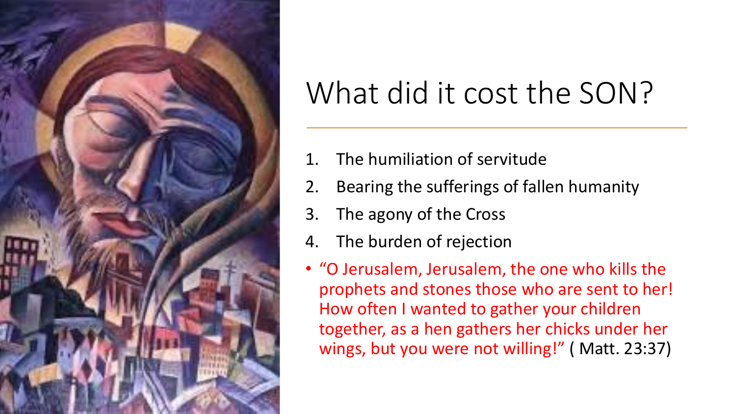# What did it cost the SON?

1. The humiliation of servitude
2. Bearing the sufferings of fallen humanity
3. The agony of the Cross
4. The burden of rejection

- "O Jerusalem, Jerusalem, the one who kills the prophets and stones those who are sent to her! How often I wanted to gather your children together, as a hen gathers her chicks under her wings, but you were not willing!" ( Matt. 23:37)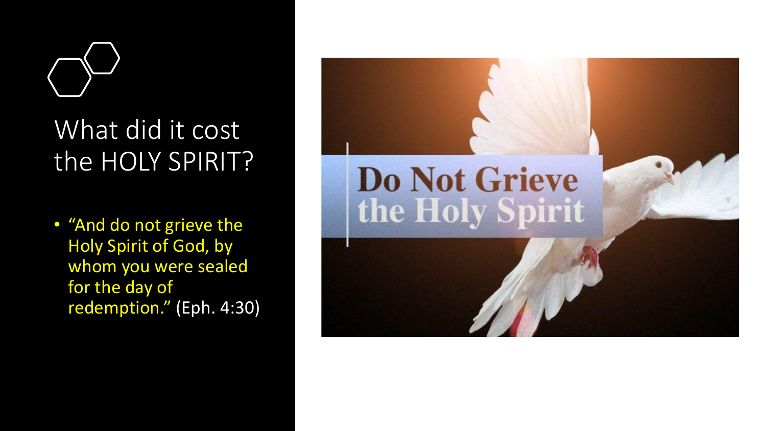# What did it cost the HOLY SPIRIT?

- "And do not grieve the Holy Spirit of God, by whom you were sealed for the day of redemption." (Eph. 4:30)

Do Not Grieve the Holy Spirit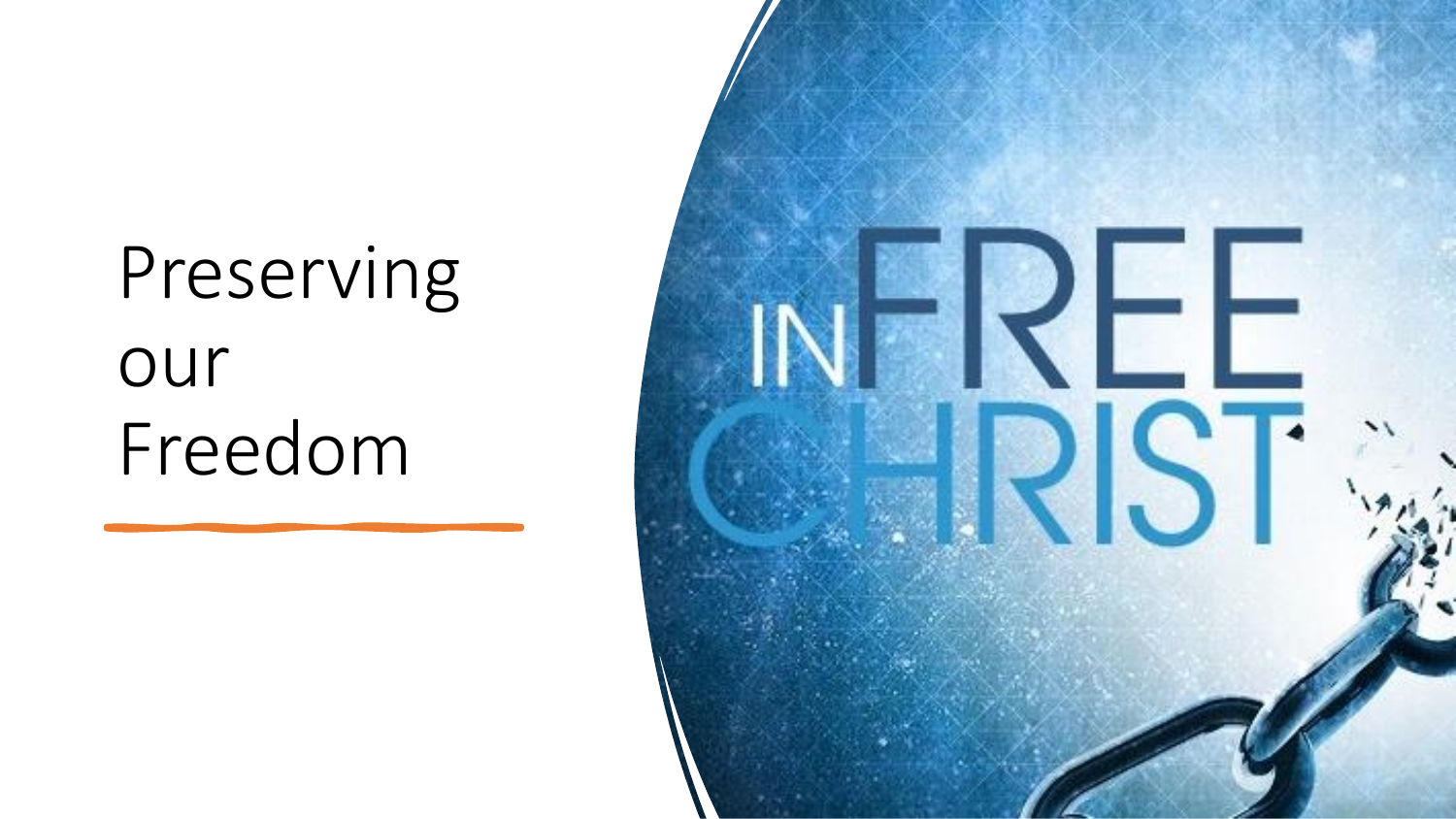# Preserving our Freedom

FREE IN CHRIST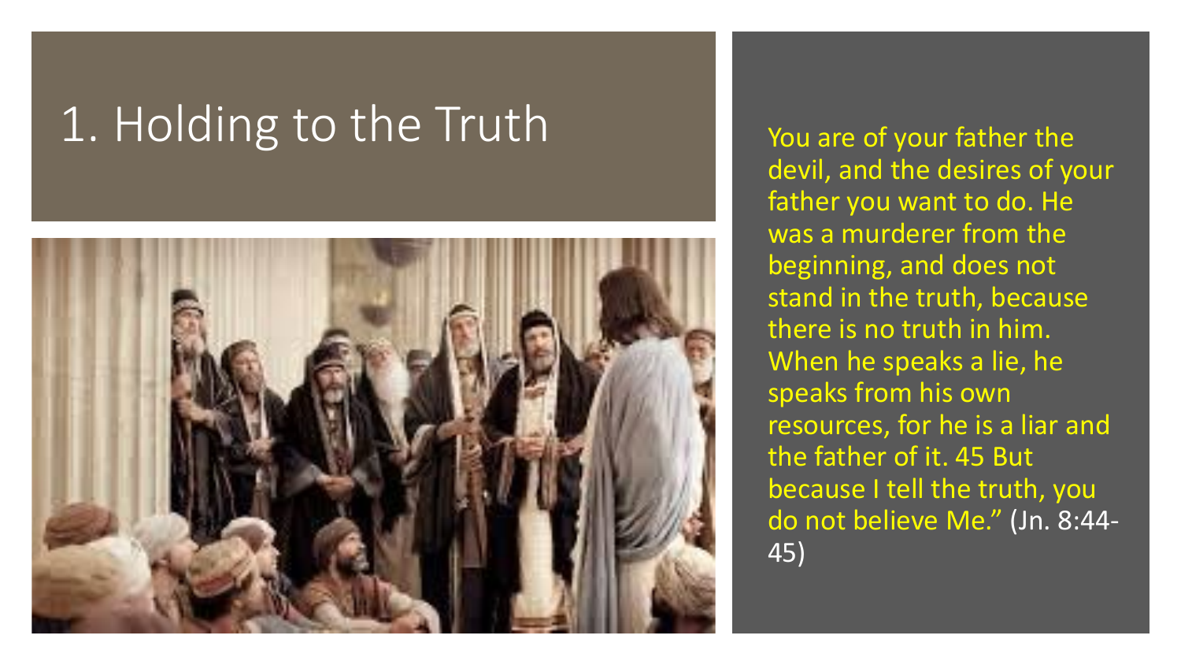# 1. Holding to the Truth

You are of your father the devil, and the desires of your father you want to do. He was a murderer from the beginning, and does not stand in the truth, because there is no truth in him. When he speaks a lie, he speaks from his own resources, for he is a liar and the father of it. 45 But because I tell the truth, you do not believe Me." (Jn. 8:44-45)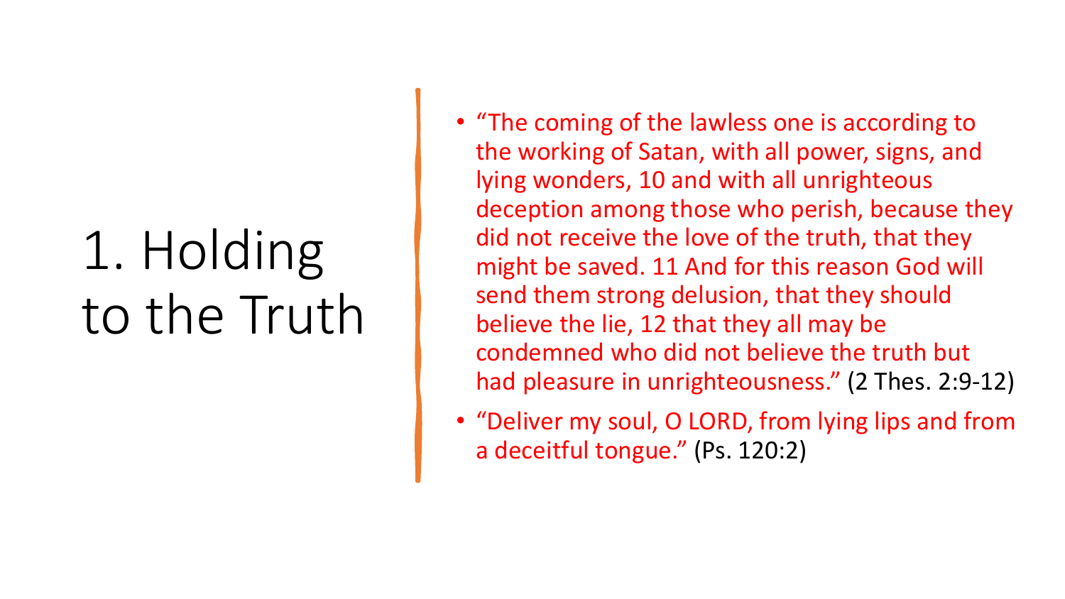# 1. Holding to the Truth

- "The coming of the lawless one is according to the working of Satan, with all power, signs, and lying wonders, 10 and with all unrighteous deception among those who perish, because they did not receive the love of the truth, that they might be saved. 11 And for this reason God will send them strong delusion, that they should believe the lie, 12 that they all may be condemned who did not believe the truth but had pleasure in unrighteousness." (2 Thes. 2:9-12)
- "Deliver my soul, O LORD, from lying lips and from a deceitful tongue." (Ps. 120:2)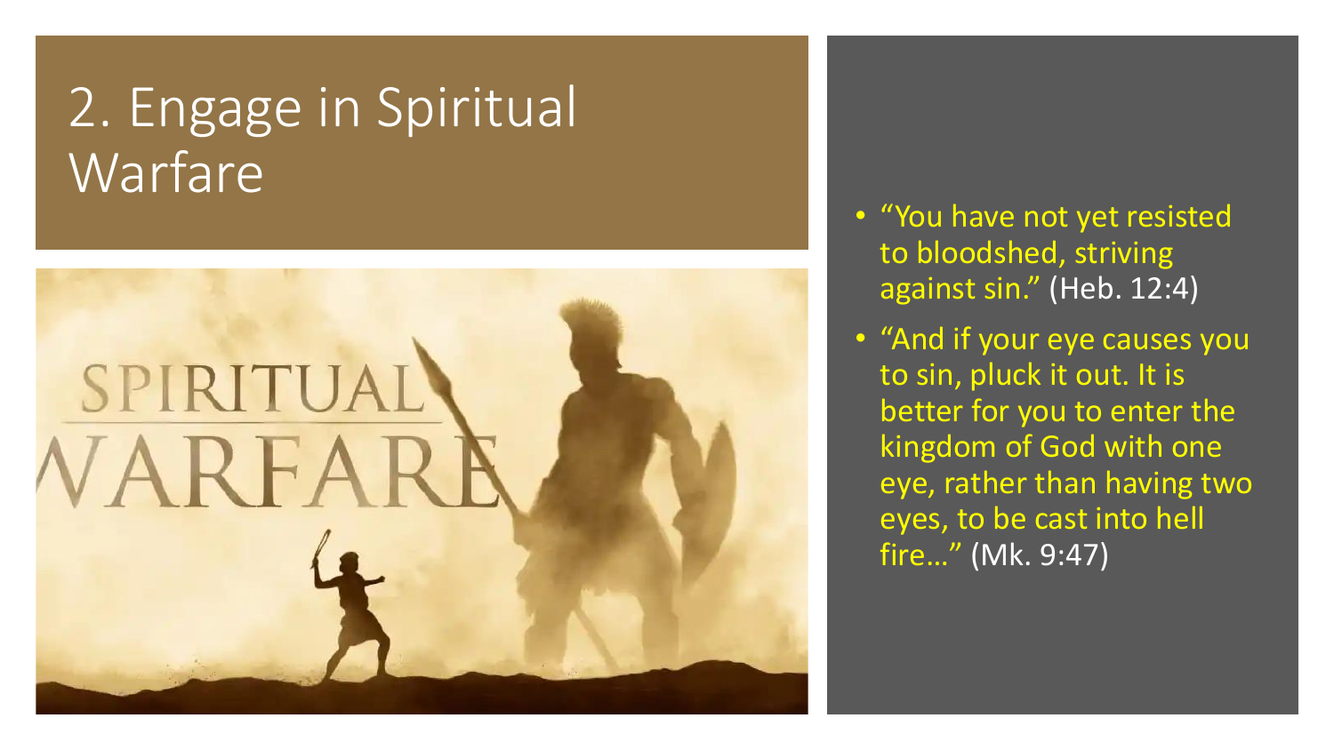# 2. Engage in Spiritual Warfare

- "You have not yet resisted to bloodshed, striving against sin." (Heb. 12:4)
- "And if your eye causes you to sin, pluck it out. It is better for you to enter the kingdom of God with one eye, rather than having two eyes, to be cast into hell fire…" (Mk. 9:47)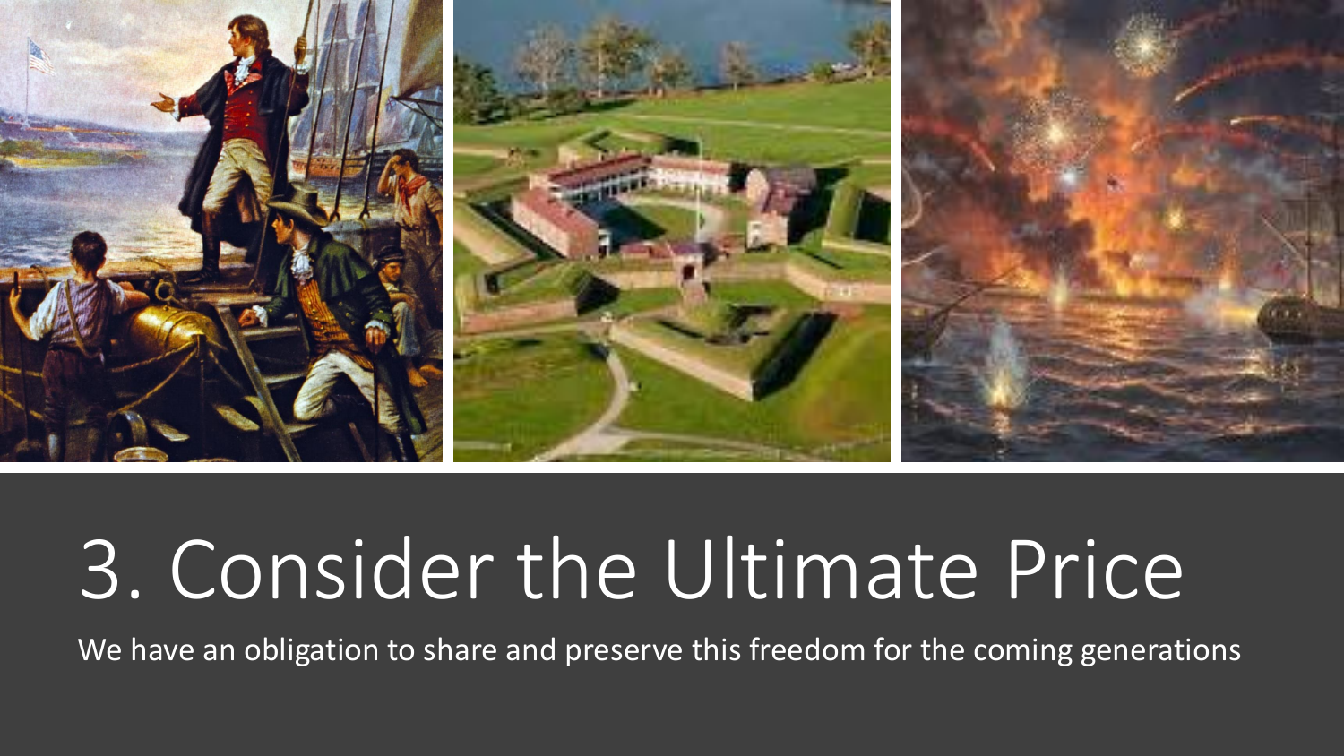# 3. Consider the Ultimate Price

We have an obligation to share and preserve this freedom for the coming generations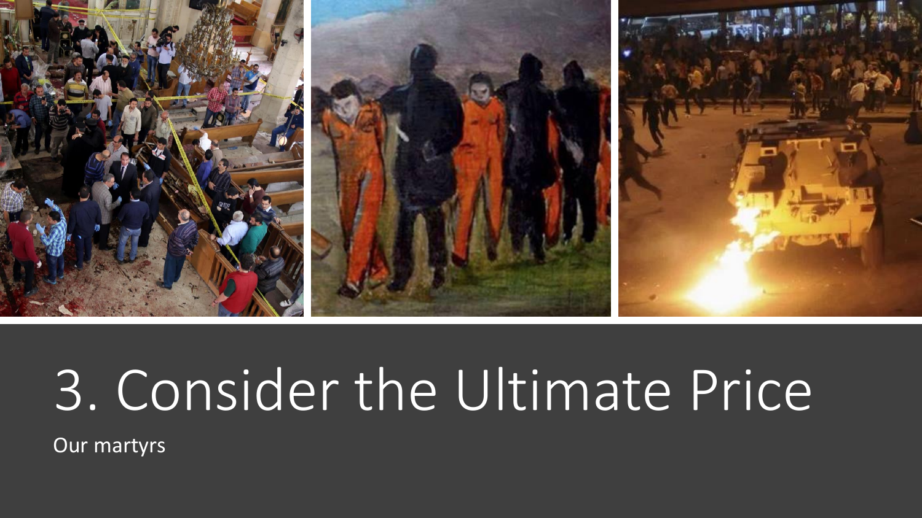# 3. Consider the Ultimate Price

Our martyrs